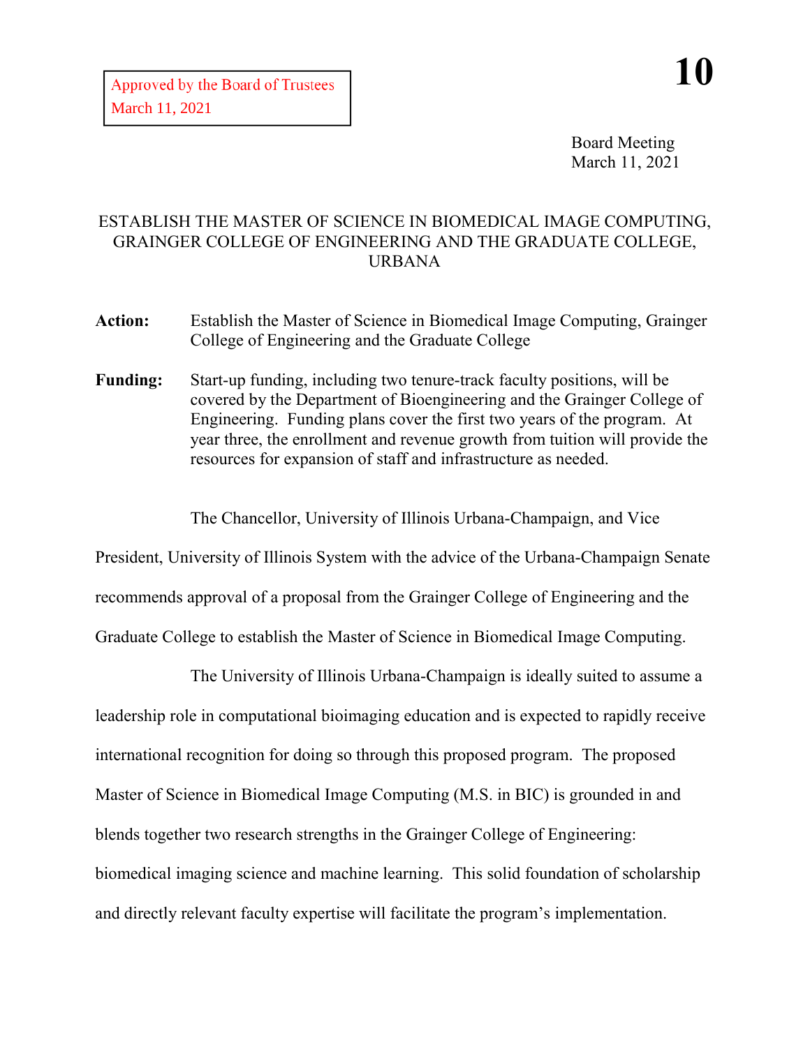Approved by the Board of Trustees
March 11, 2021

**10**

Board Meeting
March 11, 2021

# ESTABLISH THE MASTER OF SCIENCE IN BIOMEDICAL IMAGE COMPUTING, GRAINGER COLLEGE OF ENGINEERING AND THE GRADUATE COLLEGE, URBANA

**Action:** Establish the Master of Science in Biomedical Image Computing, Grainger College of Engineering and the Graduate College

**Funding:** Start-up funding, including two tenure-track faculty positions, will be covered by the Department of Bioengineering and the Grainger College of Engineering. Funding plans cover the first two years of the program. At year three, the enrollment and revenue growth from tuition will provide the resources for expansion of staff and infrastructure as needed.

The Chancellor, University of Illinois Urbana-Champaign, and Vice President, University of Illinois System with the advice of the Urbana-Champaign Senate recommends approval of a proposal from the Grainger College of Engineering and the Graduate College to establish the Master of Science in Biomedical Image Computing.

The University of Illinois Urbana-Champaign is ideally suited to assume a leadership role in computational bioimaging education and is expected to rapidly receive international recognition for doing so through this proposed program. The proposed Master of Science in Biomedical Image Computing (M.S. in BIC) is grounded in and blends together two research strengths in the Grainger College of Engineering: biomedical imaging science and machine learning. This solid foundation of scholarship and directly relevant faculty expertise will facilitate the program's implementation.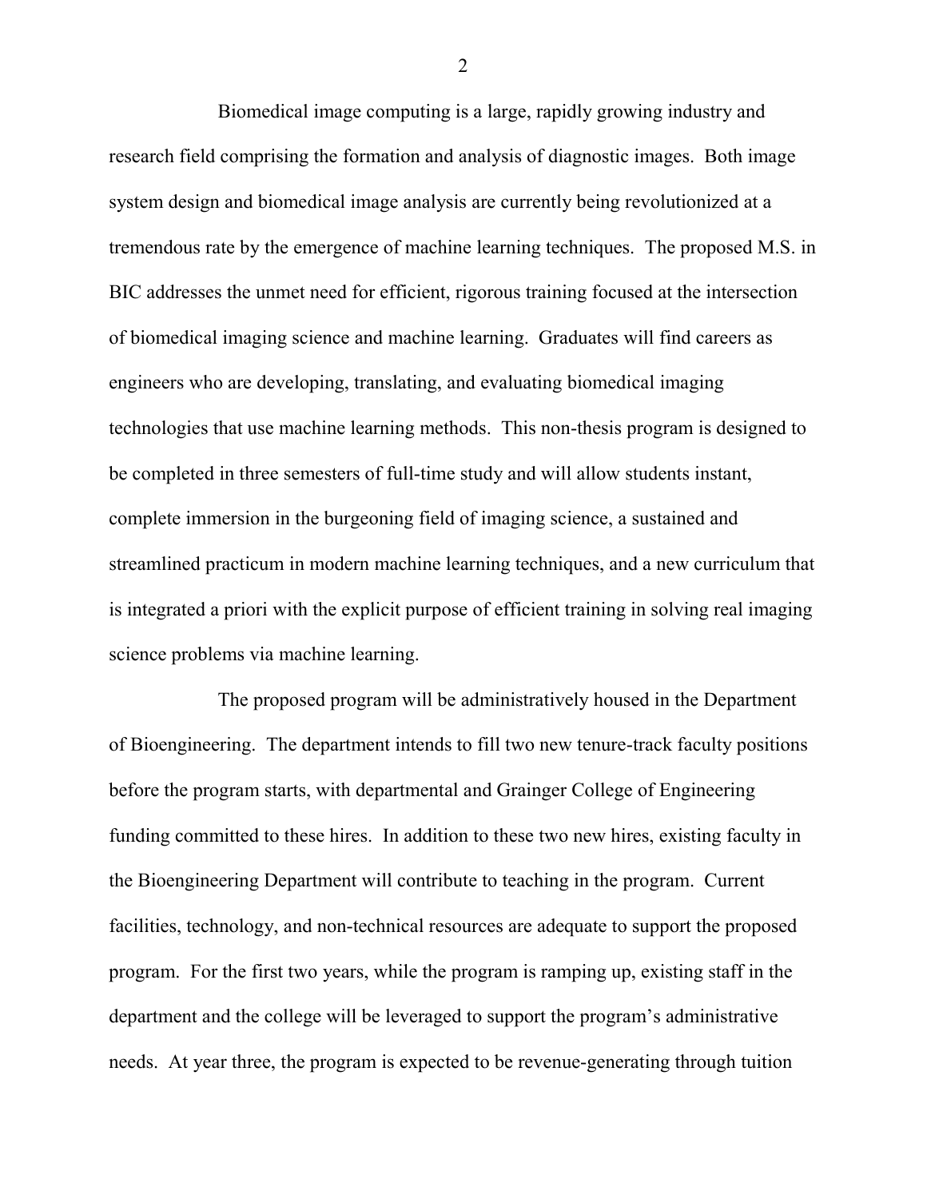Biomedical image computing is a large, rapidly growing industry and research field comprising the formation and analysis of diagnostic images. Both image system design and biomedical image analysis are currently being revolutionized at a tremendous rate by the emergence of machine learning techniques. The proposed M.S. in BIC addresses the unmet need for efficient, rigorous training focused at the intersection of biomedical imaging science and machine learning. Graduates will find careers as engineers who are developing, translating, and evaluating biomedical imaging technologies that use machine learning methods. This non-thesis program is designed to be completed in three semesters of full-time study and will allow students instant, complete immersion in the burgeoning field of imaging science, a sustained and streamlined practicum in modern machine learning techniques, and a new curriculum that is integrated a priori with the explicit purpose of efficient training in solving real imaging science problems via machine learning.

The proposed program will be administratively housed in the Department of Bioengineering. The department intends to fill two new tenure-track faculty positions before the program starts, with departmental and Grainger College of Engineering funding committed to these hires. In addition to these two new hires, existing faculty in the Bioengineering Department will contribute to teaching in the program. Current facilities, technology, and non-technical resources are adequate to support the proposed program. For the first two years, while the program is ramping up, existing staff in the department and the college will be leveraged to support the program's administrative needs. At year three, the program is expected to be revenue-generating through tuition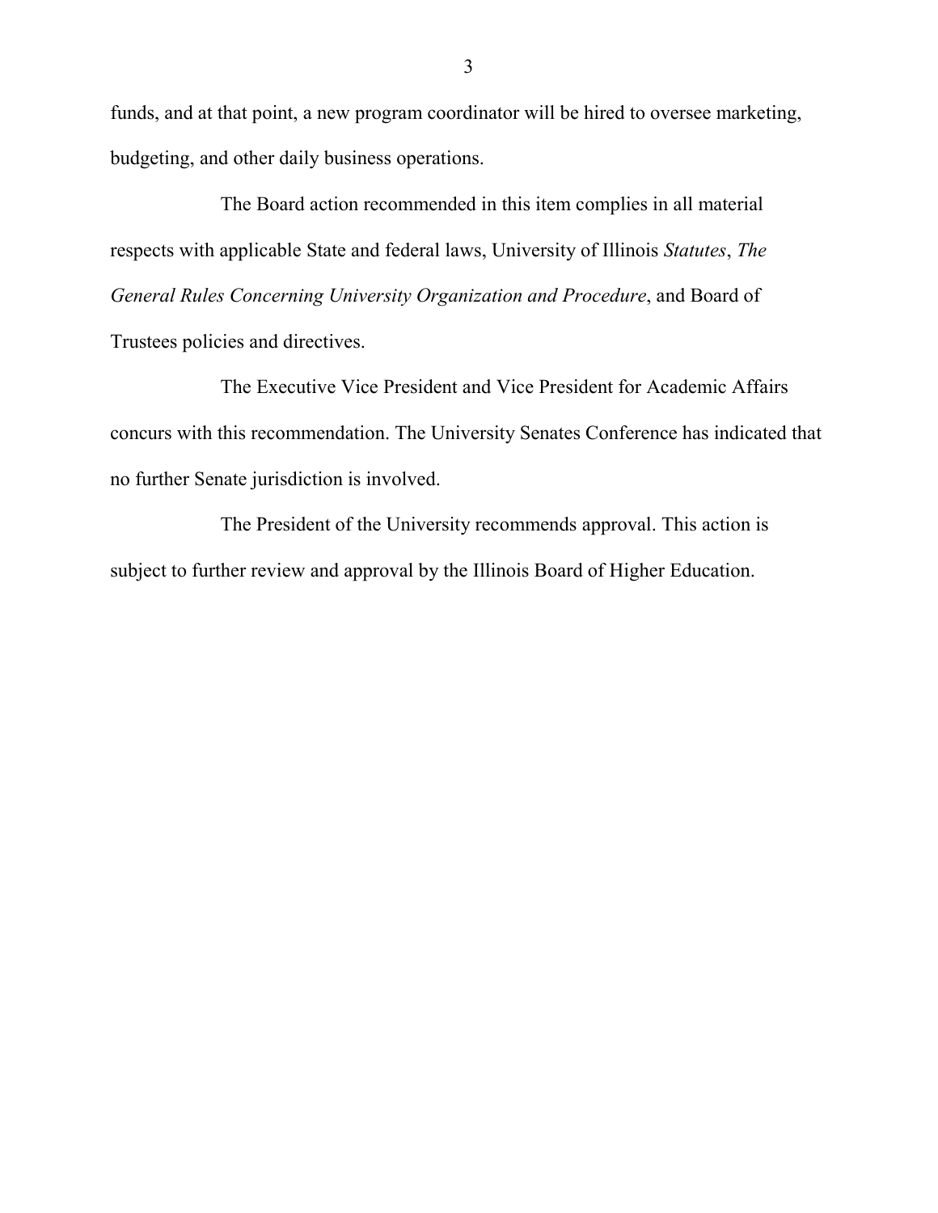funds, and at that point, a new program coordinator will be hired to oversee marketing, budgeting, and other daily business operations.

The Board action recommended in this item complies in all material respects with applicable State and federal laws, University of Illinois *Statutes*, *The General Rules Concerning University Organization and Procedure*, and Board of Trustees policies and directives.

The Executive Vice President and Vice President for Academic Affairs concurs with this recommendation. The University Senates Conference has indicated that no further Senate jurisdiction is involved.

The President of the University recommends approval. This action is subject to further review and approval by the Illinois Board of Higher Education.